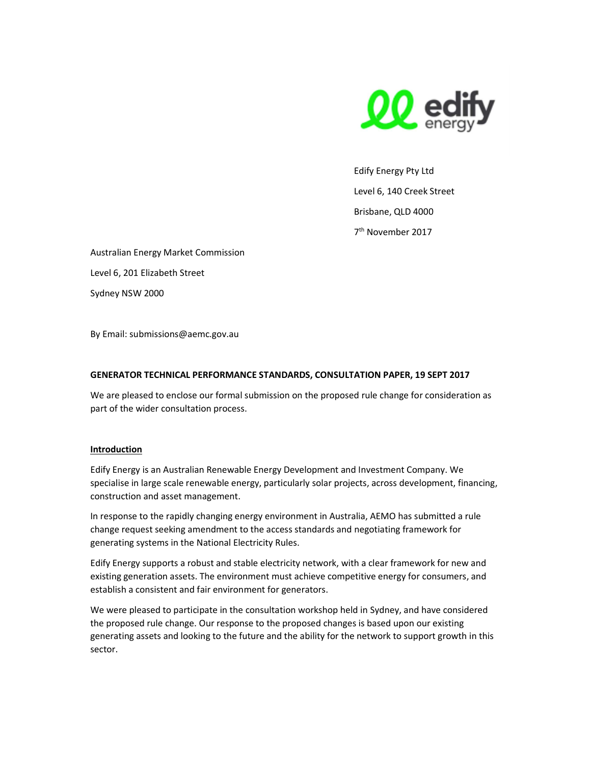Edify Energy Pty Ltd

Level 6, 140 Creek Street

Brisbane, QLD 4000

7th November 2017

Australian Energy Market Commission

Level 6, 201 Elizabeth Street

Sydney NSW 2000

By Email: submissions@aemc.gov.au

**GENERATOR TECHNICAL PERFORMANCE STANDARDS, CONSULTATION PAPER, 19 SEPT 2017**

We are pleased to enclose our formal submission on the proposed rule change for consideration as part of the wider consultation process.

**Introduction**

Edify Energy is an Australian Renewable Energy Development and Investment Company. We specialise in large scale renewable energy, particularly solar projects, across development, financing, construction and asset management.

In response to the rapidly changing energy environment in Australia, AEMO has submitted a rule change request seeking amendment to the access standards and negotiating framework for generating systems in the National Electricity Rules.

Edify Energy supports a robust and stable electricity network, with a clear framework for new and existing generation assets. The environment must achieve competitive energy for consumers, and establish a consistent and fair environment for generators.

We were pleased to participate in the consultation workshop held in Sydney, and have considered the proposed rule change. Our response to the proposed changes is based upon our existing generating assets and looking to the future and the ability for the network to support growth in this sector.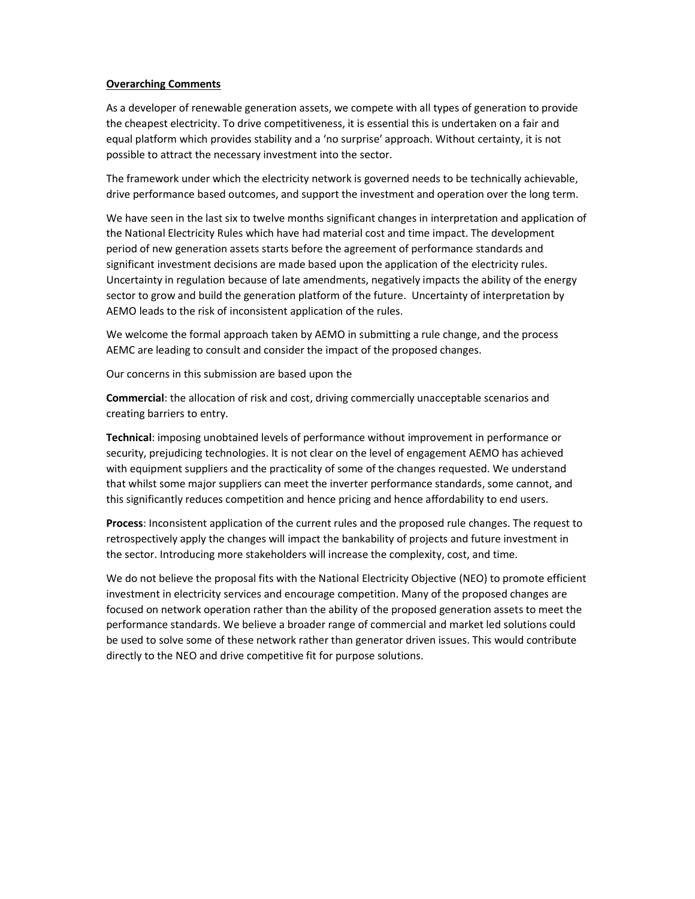**Overarching Comments**

As a developer of renewable generation assets, we compete with all types of generation to provide the cheapest electricity. To drive competitiveness, it is essential this is undertaken on a fair and equal platform which provides stability and a 'no surprise' approach. Without certainty, it is not possible to attract the necessary investment into the sector.

The framework under which the electricity network is governed needs to be technically achievable, drive performance based outcomes, and support the investment and operation over the long term.

We have seen in the last six to twelve months significant changes in interpretation and application of the National Electricity Rules which have had material cost and time impact. The development period of new generation assets starts before the agreement of performance standards and significant investment decisions are made based upon the application of the electricity rules. Uncertainty in regulation because of late amendments, negatively impacts the ability of the energy sector to grow and build the generation platform of the future. Uncertainty of interpretation by AEMO leads to the risk of inconsistent application of the rules.

We welcome the formal approach taken by AEMO in submitting a rule change, and the process AEMC are leading to consult and consider the impact of the proposed changes.

Our concerns in this submission are based upon the

**Commercial**: the allocation of risk and cost, driving commercially unacceptable scenarios and creating barriers to entry.

**Technical**: imposing unobtained levels of performance without improvement in performance or security, prejudicing technologies. It is not clear on the level of engagement AEMO has achieved with equipment suppliers and the practicality of some of the changes requested. We understand that whilst some major suppliers can meet the inverter performance standards, some cannot, and this significantly reduces competition and hence pricing and hence affordability to end users.

**Process**: Inconsistent application of the current rules and the proposed rule changes. The request to retrospectively apply the changes will impact the bankability of projects and future investment in the sector. Introducing more stakeholders will increase the complexity, cost, and time.

We do not believe the proposal fits with the National Electricity Objective (NEO) to promote efficient investment in electricity services and encourage competition. Many of the proposed changes are focused on network operation rather than the ability of the proposed generation assets to meet the performance standards. We believe a broader range of commercial and market led solutions could be used to solve some of these network rather than generator driven issues. This would contribute directly to the NEO and drive competitive fit for purpose solutions.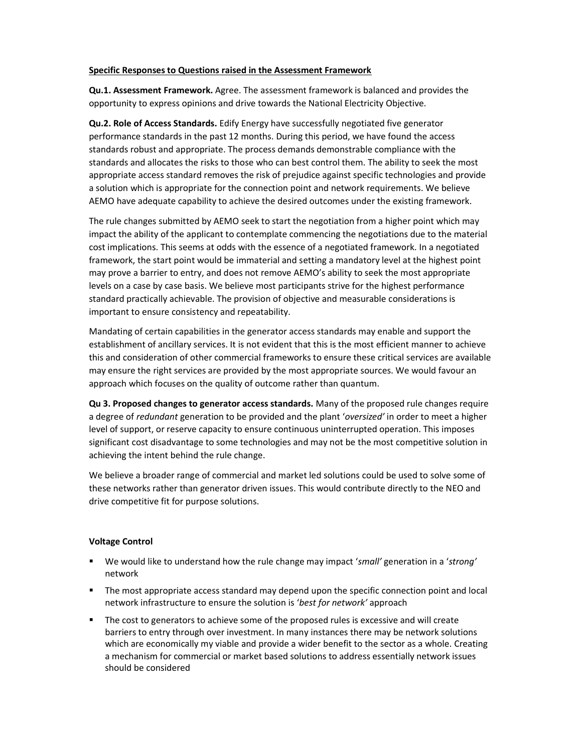**<u>Specific Responses to Questions raised in the Assessment Framework</u>**

**Qu.1. Assessment Framework.** Agree. The assessment framework is balanced and provides the opportunity to express opinions and drive towards the National Electricity Objective.

**Qu.2. Role of Access Standards.** Edify Energy have successfully negotiated five generator performance standards in the past 12 months. During this period, we have found the access standards robust and appropriate. The process demands demonstrable compliance with the standards and allocates the risks to those who can best control them. The ability to seek the most appropriate access standard removes the risk of prejudice against specific technologies and provide a solution which is appropriate for the connection point and network requirements. We believe AEMO have adequate capability to achieve the desired outcomes under the existing framework.

The rule changes submitted by AEMO seek to start the negotiation from a higher point which may impact the ability of the applicant to contemplate commencing the negotiations due to the material cost implications. This seems at odds with the essence of a negotiated framework. In a negotiated framework, the start point would be immaterial and setting a mandatory level at the highest point may prove a barrier to entry, and does not remove AEMO's ability to seek the most appropriate levels on a case by case basis. We believe most participants strive for the highest performance standard practically achievable. The provision of objective and measurable considerations is important to ensure consistency and repeatability.

Mandating of certain capabilities in the generator access standards may enable and support the establishment of ancillary services. It is not evident that this is the most efficient manner to achieve this and consideration of other commercial frameworks to ensure these critical services are available may ensure the right services are provided by the most appropriate sources. We would favour an approach which focuses on the quality of outcome rather than quantum.

**Qu 3. Proposed changes to generator access standards.** Many of the proposed rule changes require a degree of *redundant* generation to be provided and the plant '*oversized'* in order to meet a higher level of support, or reserve capacity to ensure continuous uninterrupted operation. This imposes significant cost disadvantage to some technologies and may not be the most competitive solution in achieving the intent behind the rule change.

We believe a broader range of commercial and market led solutions could be used to solve some of these networks rather than generator driven issues. This would contribute directly to the NEO and drive competitive fit for purpose solutions.

**Voltage Control**

- We would like to understand how the rule change may impact '*small'* generation in a '*strong'* network
- The most appropriate access standard may depend upon the specific connection point and local network infrastructure to ensure the solution is '*best for network'* approach
- The cost to generators to achieve some of the proposed rules is excessive and will create barriers to entry through over investment. In many instances there may be network solutions which are economically my viable and provide a wider benefit to the sector as a whole. Creating a mechanism for commercial or market based solutions to address essentially network issues should be considered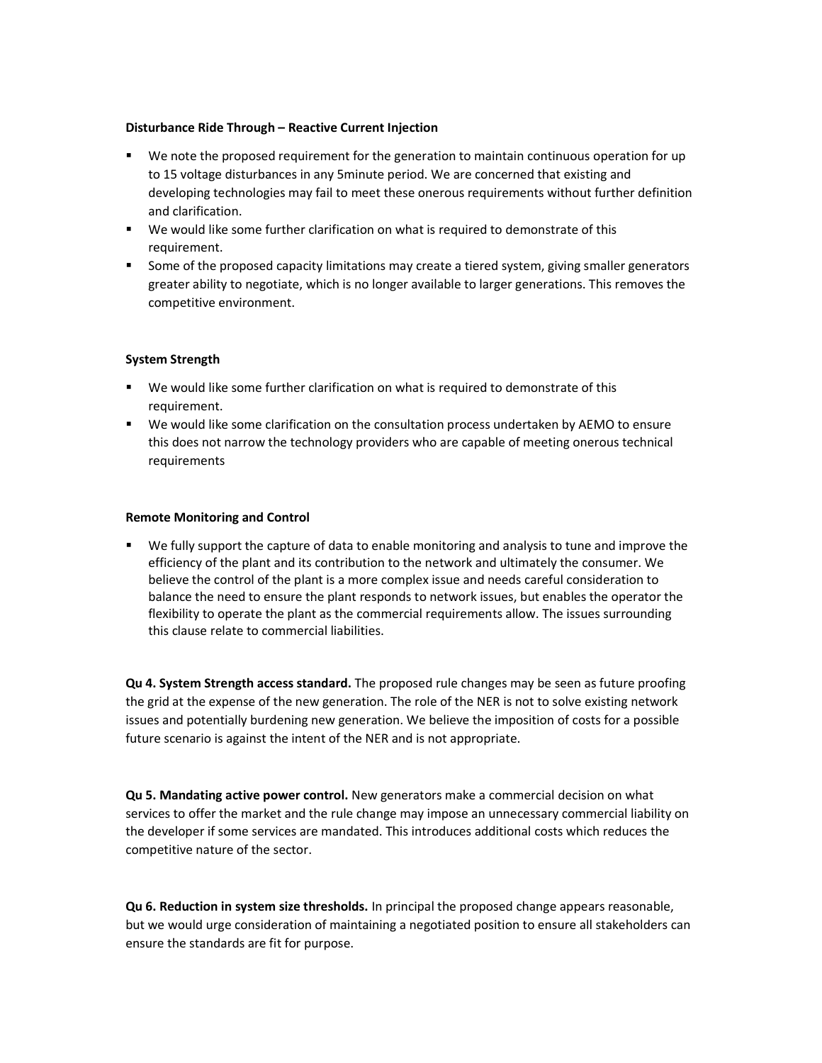**Disturbance Ride Through – Reactive Current Injection**

- We note the proposed requirement for the generation to maintain continuous operation for up to 15 voltage disturbances in any 5minute period. We are concerned that existing and developing technologies may fail to meet these onerous requirements without further definition and clarification.
- We would like some further clarification on what is required to demonstrate of this requirement.
- Some of the proposed capacity limitations may create a tiered system, giving smaller generators greater ability to negotiate, which is no longer available to larger generations. This removes the competitive environment.

**System Strength**

- We would like some further clarification on what is required to demonstrate of this requirement.
- We would like some clarification on the consultation process undertaken by AEMO to ensure this does not narrow the technology providers who are capable of meeting onerous technical requirements

**Remote Monitoring and Control**

- We fully support the capture of data to enable monitoring and analysis to tune and improve the efficiency of the plant and its contribution to the network and ultimately the consumer. We believe the control of the plant is a more complex issue and needs careful consideration to balance the need to ensure the plant responds to network issues, but enables the operator the flexibility to operate the plant as the commercial requirements allow. The issues surrounding this clause relate to commercial liabilities.

**Qu 4. System Strength access standard.** The proposed rule changes may be seen as future proofing the grid at the expense of the new generation. The role of the NER is not to solve existing network issues and potentially burdening new generation. We believe the imposition of costs for a possible future scenario is against the intent of the NER and is not appropriate.

**Qu 5. Mandating active power control.** New generators make a commercial decision on what services to offer the market and the rule change may impose an unnecessary commercial liability on the developer if some services are mandated. This introduces additional costs which reduces the competitive nature of the sector.

**Qu 6. Reduction in system size thresholds.** In principal the proposed change appears reasonable, but we would urge consideration of maintaining a negotiated position to ensure all stakeholders can ensure the standards are fit for purpose.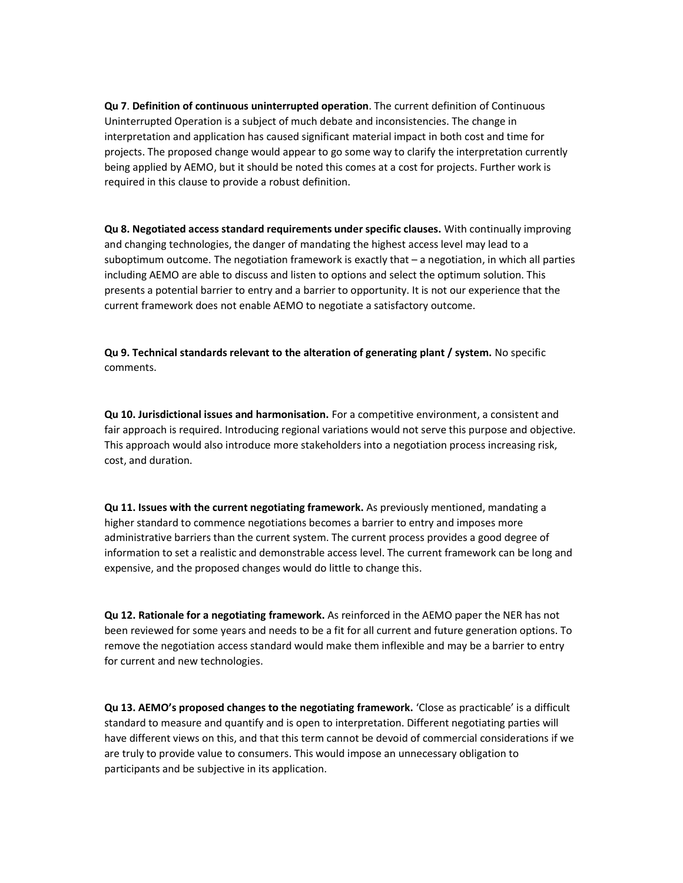**Qu 7**. **Definition of continuous uninterrupted operation**. The current definition of Continuous Uninterrupted Operation is a subject of much debate and inconsistencies. The change in interpretation and application has caused significant material impact in both cost and time for projects. The proposed change would appear to go some way to clarify the interpretation currently being applied by AEMO, but it should be noted this comes at a cost for projects. Further work is required in this clause to provide a robust definition.

**Qu 8. Negotiated access standard requirements under specific clauses.** With continually improving and changing technologies, the danger of mandating the highest access level may lead to a suboptimum outcome. The negotiation framework is exactly that – a negotiation, in which all parties including AEMO are able to discuss and listen to options and select the optimum solution. This presents a potential barrier to entry and a barrier to opportunity. It is not our experience that the current framework does not enable AEMO to negotiate a satisfactory outcome.

**Qu 9. Technical standards relevant to the alteration of generating plant / system.** No specific comments.

**Qu 10. Jurisdictional issues and harmonisation.** For a competitive environment, a consistent and fair approach is required. Introducing regional variations would not serve this purpose and objective. This approach would also introduce more stakeholders into a negotiation process increasing risk, cost, and duration.

**Qu 11. Issues with the current negotiating framework.** As previously mentioned, mandating a higher standard to commence negotiations becomes a barrier to entry and imposes more administrative barriers than the current system. The current process provides a good degree of information to set a realistic and demonstrable access level. The current framework can be long and expensive, and the proposed changes would do little to change this.

**Qu 12. Rationale for a negotiating framework.** As reinforced in the AEMO paper the NER has not been reviewed for some years and needs to be a fit for all current and future generation options. To remove the negotiation access standard would make them inflexible and may be a barrier to entry for current and new technologies.

**Qu 13. AEMO's proposed changes to the negotiating framework.** 'Close as practicable' is a difficult standard to measure and quantify and is open to interpretation. Different negotiating parties will have different views on this, and that this term cannot be devoid of commercial considerations if we are truly to provide value to consumers. This would impose an unnecessary obligation to participants and be subjective in its application.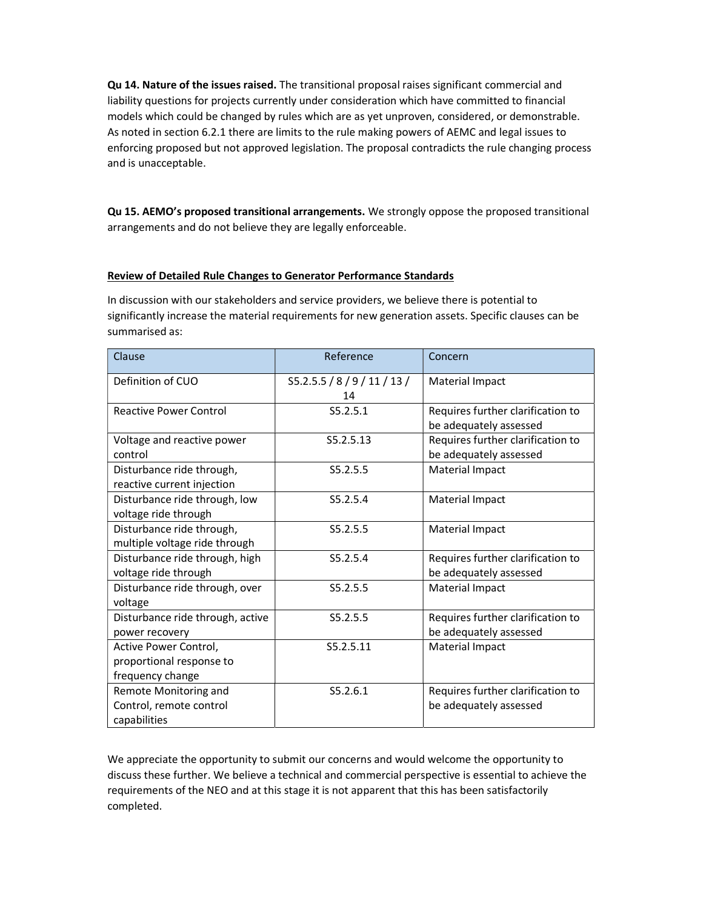**Qu 14. Nature of the issues raised.** The transitional proposal raises significant commercial and liability questions for projects currently under consideration which have committed to financial models which could be changed by rules which are as yet unproven, considered, or demonstrable. As noted in section 6.2.1 there are limits to the rule making powers of AEMC and legal issues to enforcing proposed but not approved legislation. The proposal contradicts the rule changing process and is unacceptable.

**Qu 15. AEMO's proposed transitional arrangements.** We strongly oppose the proposed transitional arrangements and do not believe they are legally enforceable.

**Review of Detailed Rule Changes to Generator Performance Standards**

In discussion with our stakeholders and service providers, we believe there is potential to significantly increase the material requirements for new generation assets. Specific clauses can be summarised as:

| Clause | Reference | Concern |
|---|---|---|
| Definition of CUO | S5.2.5.5 / 8 / 9 / 11 / 13 / 14 | Material Impact |
| Reactive Power Control | S5.2.5.1 | Requires further clarification to be adequately assessed |
| Voltage and reactive power control | S5.2.5.13 | Requires further clarification to be adequately assessed |
| Disturbance ride through, reactive current injection | S5.2.5.5 | Material Impact |
| Disturbance ride through, low voltage ride through | S5.2.5.4 | Material Impact |
| Disturbance ride through, multiple voltage ride through | S5.2.5.5 | Material Impact |
| Disturbance ride through, high voltage ride through | S5.2.5.4 | Requires further clarification to be adequately assessed |
| Disturbance ride through, over voltage | S5.2.5.5 | Material Impact |
| Disturbance ride through, active power recovery | S5.2.5.5 | Requires further clarification to be adequately assessed |
| Active Power Control, proportional response to frequency change | S5.2.5.11 | Material Impact |
| Remote Monitoring and Control, remote control capabilities | S5.2.6.1 | Requires further clarification to be adequately assessed |

We appreciate the opportunity to submit our concerns and would welcome the opportunity to discuss these further. We believe a technical and commercial perspective is essential to achieve the requirements of the NEO and at this stage it is not apparent that this has been satisfactorily completed.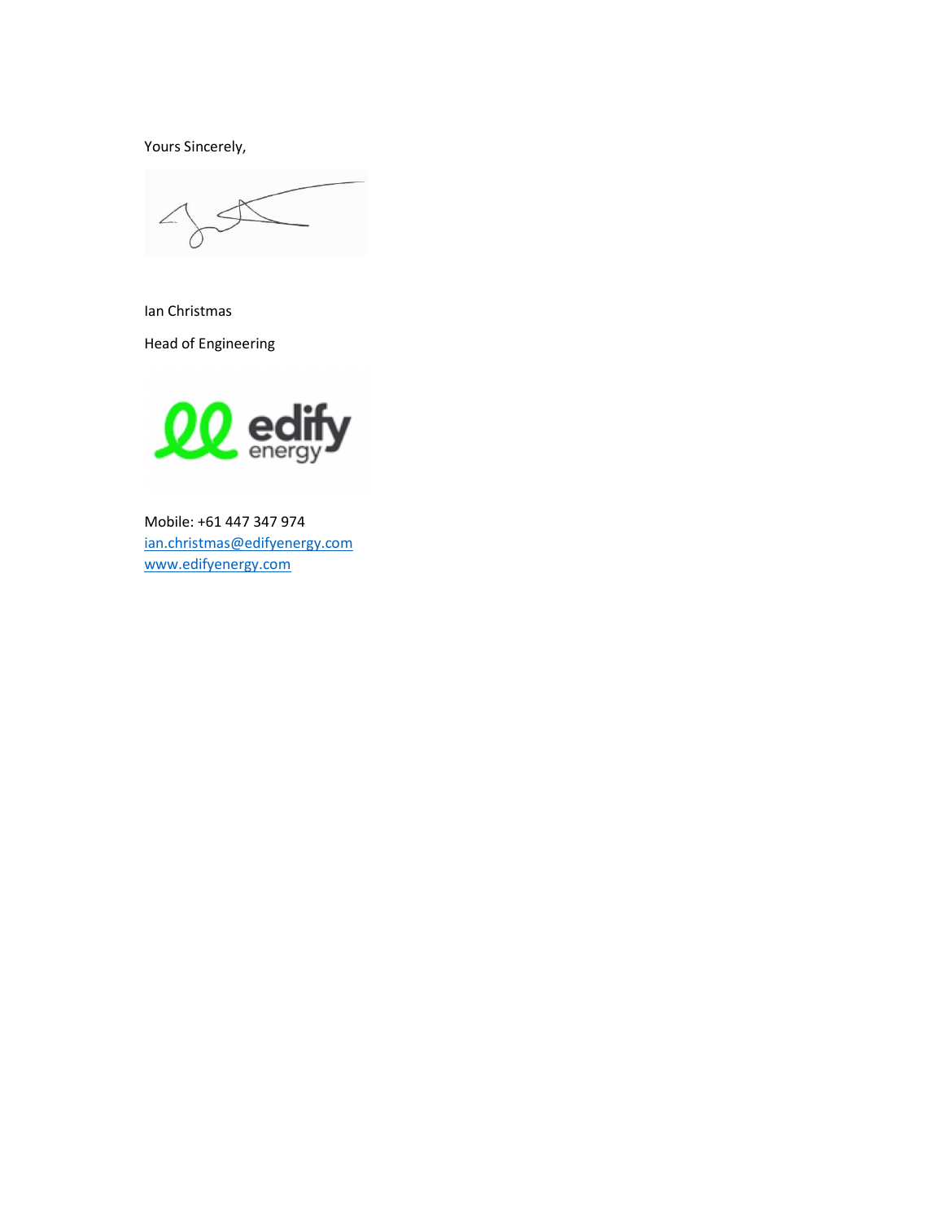Yours Sincerely,

Ian Christmas

Head of Engineering

Mobile: +61 447 347 974
ian.christmas@edifyenergy.com
www.edifyenergy.com